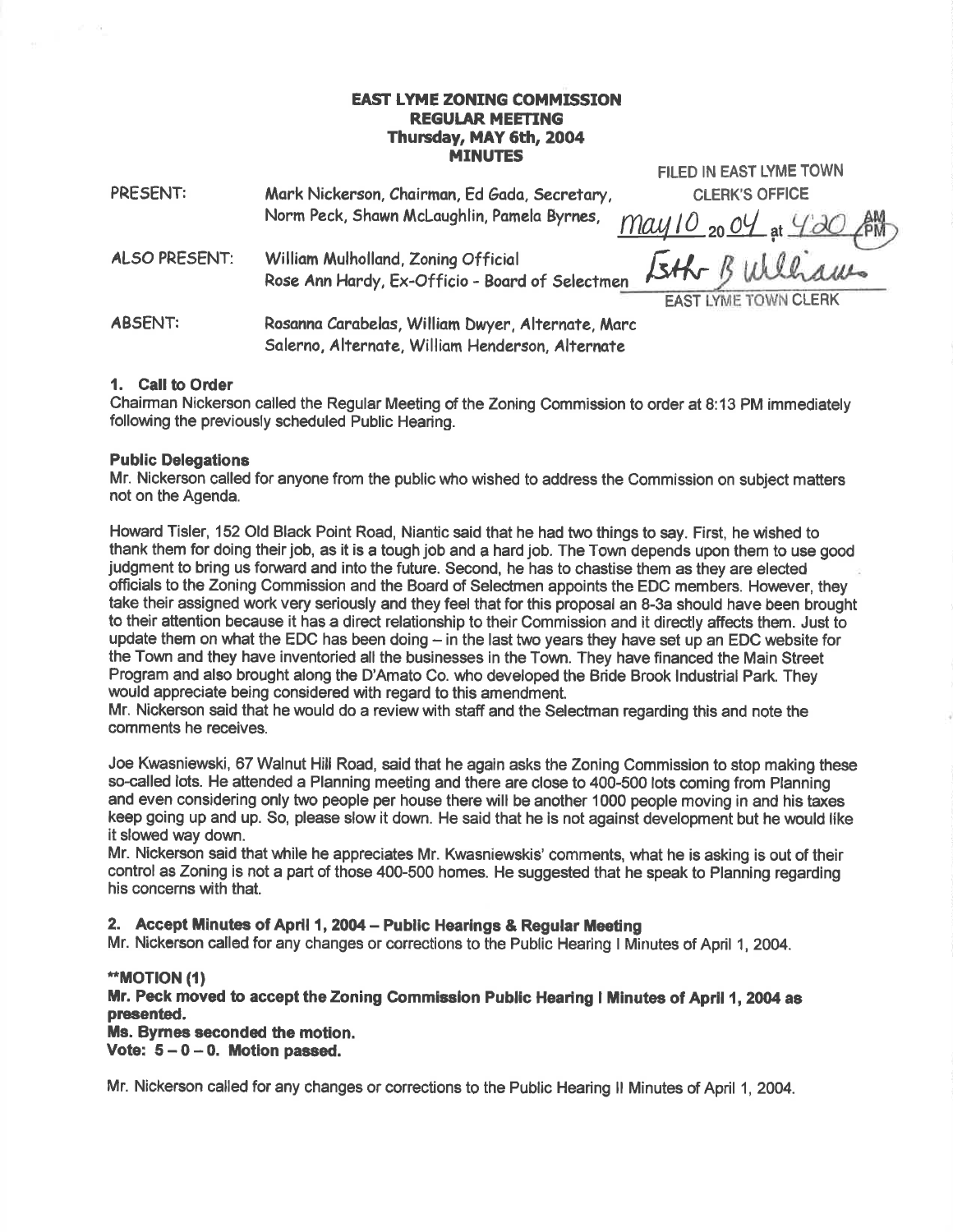# EAST LYME ZONING COMMISSION
## REGULAR MEETING
### Thursday, MAY 6th, 2004
### MINUTES

FILED IN EAST LYME TOWN CLERK'S OFFICE
May 10 20 04 at 4:20 PM
Esther B Williams
EAST LYME TOWN CLERK

PRESENT: Mark Nickerson, Chairman, Ed Gada, Secretary, Norm Peck, Shawn McLaughlin, Pamela Byrnes,

ALSO PRESENT: William Mulholland, Zoning Official
Rose Ann Hardy, Ex-Officio - Board of Selectmen

ABSENT: Rosanna Carabelas, William Dwyer, Alternate, Marc Salerno, Alternate, William Henderson, Alternate

**1. Call to Order**

Chairman Nickerson called the Regular Meeting of the Zoning Commission to order at 8:13 PM immediately following the previously scheduled Public Hearing.

**Public Delegations**

Mr. Nickerson called for anyone from the public who wished to address the Commission on subject matters not on the Agenda.

Howard Tisler, 152 Old Black Point Road, Niantic said that he had two things to say. First, he wished to thank them for doing their job, as it is a tough job and a hard job. The Town depends upon them to use good judgment to bring us forward and into the future. Second, he has to chastise them as they are elected officials to the Zoning Commission and the Board of Selectmen appoints the EDC members. However, they take their assigned work very seriously and they feel that for this proposal an 8-3a should have been brought to their attention because it has a direct relationship to their Commission and it directly affects them. Just to update them on what the EDC has been doing – in the last two years they have set up an EDC website for the Town and they have inventoried all the businesses in the Town. They have financed the Main Street Program and also brought along the D'Amato Co. who developed the Bride Brook Industrial Park. They would appreciate being considered with regard to this amendment.
Mr. Nickerson said that he would do a review with staff and the Selectman regarding this and note the comments he receives.

Joe Kwasniewski, 67 Walnut Hill Road, said that he again asks the Zoning Commission to stop making these so-called lots. He attended a Planning meeting and there are close to 400-500 lots coming from Planning and even considering only two people per house there will be another 1000 people moving in and his taxes keep going up and up. So, please slow it down. He said that he is not against development but he would like it slowed way down.
Mr. Nickerson said that while he appreciates Mr. Kwasniewskis' comments, what he is asking is out of their control as Zoning is not a part of those 400-500 homes. He suggested that he speak to Planning regarding his concerns with that.

**2. Accept Minutes of April 1, 2004 – Public Hearings & Regular Meeting**

Mr. Nickerson called for any changes or corrections to the Public Hearing I Minutes of April 1, 2004.

****MOTION (1)**
**Mr. Peck moved to accept the Zoning Commission Public Hearing I Minutes of April 1, 2004 as presented.**
**Ms. Byrnes seconded the motion.**
**Vote: 5 – 0 – 0. Motion passed.**

Mr. Nickerson called for any changes or corrections to the Public Hearing II Minutes of April 1, 2004.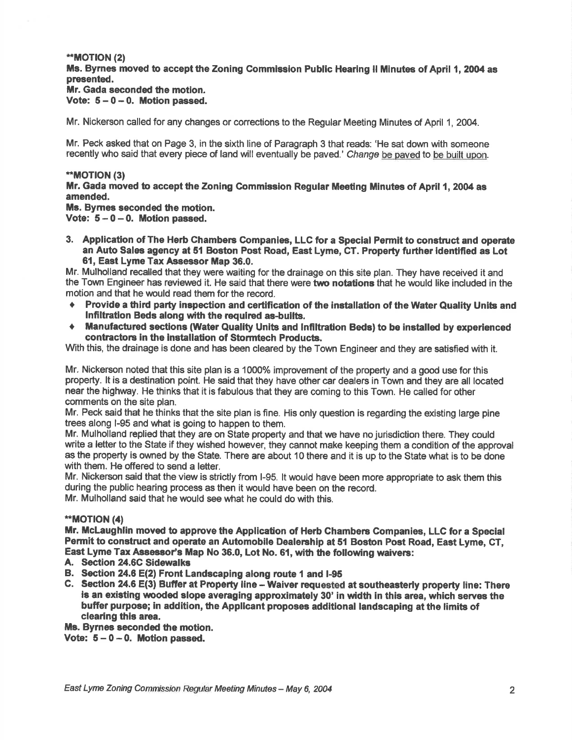**\*\*MOTION (2)**
**Ms. Byrnes moved to accept the Zoning Commission Public Hearing II Minutes of April 1, 2004 as presented.**
**Mr. Gada seconded the motion.**
**Vote: 5 – 0 – 0. Motion passed.**

Mr. Nickerson called for any changes or corrections to the Regular Meeting Minutes of April 1, 2004.

Mr. Peck asked that on Page 3, in the sixth line of Paragraph 3 that reads: 'He sat down with someone recently who said that every piece of land will eventually be paved.' *Change* be paved to be built upon.

**\*\*MOTION (3)**
**Mr. Gada moved to accept the Zoning Commission Regular Meeting Minutes of April 1, 2004 as amended.**
**Ms. Byrnes seconded the motion.**
**Vote: 5 – 0 – 0. Motion passed.**

3. **Application of The Herb Chambers Companies, LLC for a Special Permit to construct and operate an Auto Sales agency at 51 Boston Post Road, East Lyme, CT. Property further identified as Lot 61, East Lyme Tax Assessor Map 36.0.**

Mr. Mulholland recalled that they were waiting for the drainage on this site plan. They have received it and the Town Engineer has reviewed it. He said that there were **two notations** that he would like included in the motion and that he would read them for the record.

- **Provide a third party inspection and certification of the installation of the Water Quality Units and Infiltration Beds along with the required as-builts.**
- **Manufactured sections (Water Quality Units and Infiltration Beds) to be installed by experienced contractors in the installation of Stormtech Products.**

With this, the drainage is done and has been cleared by the Town Engineer and they are satisfied with it.

Mr. Nickerson noted that this site plan is a 1000% improvement of the property and a good use for this property. It is a destination point. He said that they have other car dealers in Town and they are all located near the highway. He thinks that it is fabulous that they are coming to this Town. He called for other comments on the site plan.
Mr. Peck said that he thinks that the site plan is fine. His only question is regarding the existing large pine trees along I-95 and what is going to happen to them.
Mr. Mulholland replied that they are on State property and that we have no jurisdiction there. They could write a letter to the State if they wished however, they cannot make keeping them a condition of the approval as the property is owned by the State. There are about 10 there and it is up to the State what is to be done with them. He offered to send a letter.
Mr. Nickerson said that the view is strictly from I-95. It would have been more appropriate to ask them this during the public hearing process as then it would have been on the record.
Mr. Mulholland said that he would see what he could do with this.

**\*\*MOTION (4)**
**Mr. McLaughlin moved to approve the Application of Herb Chambers Companies, LLC for a Special Permit to construct and operate an Automobile Dealership at 51 Boston Post Road, East Lyme, CT, East Lyme Tax Assessor's Map No 36.0, Lot No. 61, with the following waivers:**

**A. Section 24.6C Sidewalks**
**B. Section 24.6 E(2) Front Landscaping along route 1 and I-95**
**C. Section 24.6 E(3) Buffer at Property line – Waiver requested at southeasterly property line: There is an existing wooded slope averaging approximately 30' in width in this area, which serves the buffer purpose; in addition, the Applicant proposes additional landscaping at the limits of clearing this area.**

**Ms. Byrnes seconded the motion.**
**Vote: 5 – 0 – 0. Motion passed.**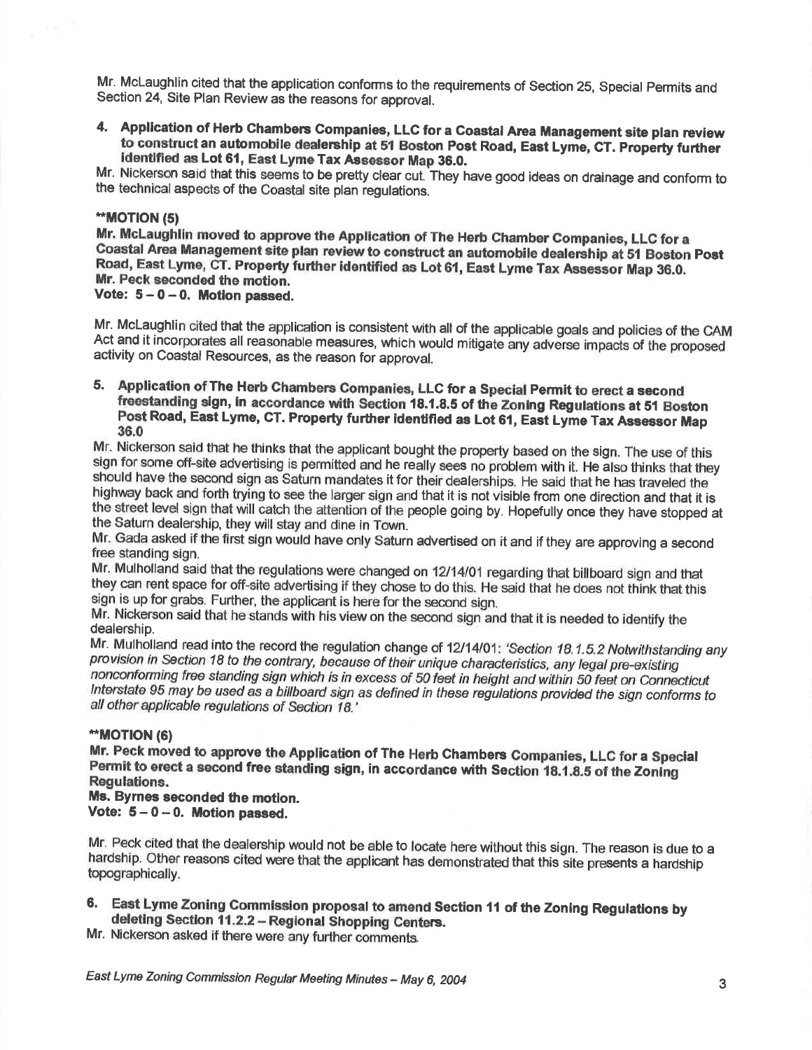Mr. McLaughlin cited that the application conforms to the requirements of Section 25, Special Permits and Section 24, Site Plan Review as the reasons for approval.

4. **Application of Herb Chambers Companies, LLC for a Coastal Area Management site plan review to construct an automobile dealership at 51 Boston Post Road, East Lyme, CT. Property further identified as Lot 61, East Lyme Tax Assessor Map 36.0.**

Mr. Nickerson said that this seems to be pretty clear cut. They have good ideas on drainage and conform to the technical aspects of the Coastal site plan regulations.

****MOTION (5)**
**Mr. McLaughlin moved to approve the Application of The Herb Chamber Companies, LLC for a Coastal Area Management site plan review to construct an automobile dealership at 51 Boston Post Road, East Lyme, CT. Property further identified as Lot 61, East Lyme Tax Assessor Map 36.0.**
**Mr. Peck seconded the motion.**
**Vote: 5 – 0 – 0. Motion passed.**

Mr. McLaughlin cited that the application is consistent with all of the applicable goals and policies of the CAM Act and it incorporates all reasonable measures, which would mitigate any adverse impacts of the proposed activity on Coastal Resources, as the reason for approval.

5. **Application of The Herb Chambers Companies, LLC for a Special Permit to erect a second freestanding sign, in accordance with Section 18.1.8.5 of the Zoning Regulations at 51 Boston Post Road, East Lyme, CT. Property further identified as Lot 61, East Lyme Tax Assessor Map 36.0**

Mr. Nickerson said that he thinks that the applicant bought the property based on the sign. The use of this sign for some off-site advertising is permitted and he really sees no problem with it. He also thinks that they should have the second sign as Saturn mandates it for their dealerships. He said that he has traveled the highway back and forth trying to see the larger sign and that it is not visible from one direction and that it is the street level sign that will catch the attention of the people going by. Hopefully once they have stopped at the Saturn dealership, they will stay and dine in Town.

Mr. Gada asked if the first sign would have only Saturn advertised on it and if they are approving a second free standing sign.

Mr. Mulholland said that the regulations were changed on 12/14/01 regarding that billboard sign and that they can rent space for off-site advertising if they chose to do this. He said that he does not think that this sign is up for grabs. Further, the applicant is here for the second sign.

Mr. Nickerson said that he stands with his view on the second sign and that it is needed to identify the dealership.

Mr. Mulholland read into the record the regulation change of 12/14/01: *'Section 18.1.5.2 Notwithstanding any provision in Section 18 to the contrary, because of their unique characteristics, any legal pre-existing nonconforming free standing sign which is in excess of 50 feet in height and within 50 feet on Connecticut Interstate 95 may be used as a billboard sign as defined in these regulations provided the sign conforms to all other applicable regulations of Section 18.'*

****MOTION (6)**
**Mr. Peck moved to approve the Application of The Herb Chambers Companies, LLC for a Special Permit to erect a second free standing sign, in accordance with Section 18.1.8.5 of the Zoning Regulations.**
**Ms. Byrnes seconded the motion.**
**Vote: 5 – 0 – 0. Motion passed.**

Mr. Peck cited that the dealership would not be able to locate here without this sign. The reason is due to a hardship. Other reasons cited were that the applicant has demonstrated that this site presents a hardship topographically.

6. **East Lyme Zoning Commission proposal to amend Section 11 of the Zoning Regulations by deleting Section 11.2.2 – Regional Shopping Centers.**

Mr. Nickerson asked if there were any further comments.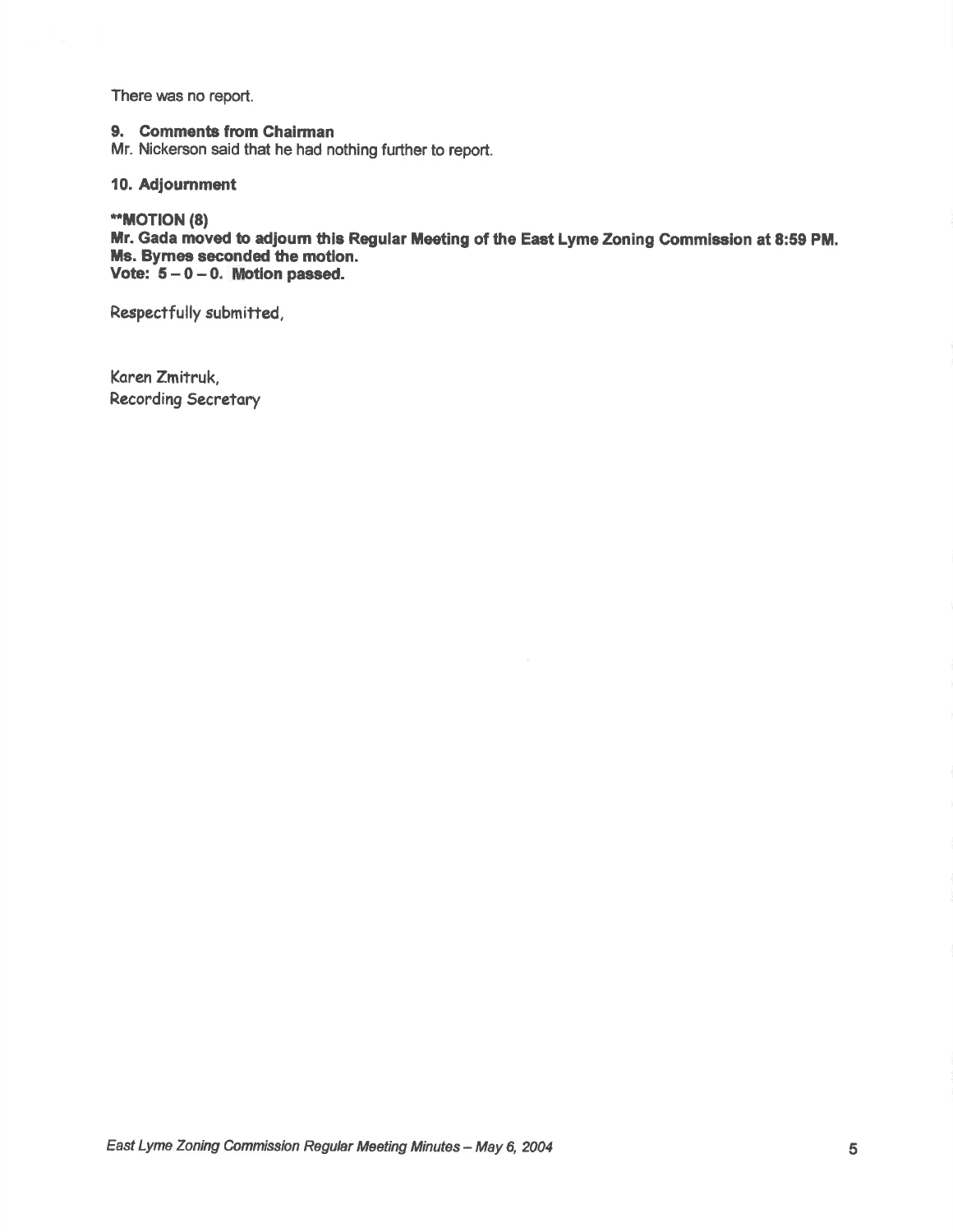There was no report.

**9. Comments from Chairman**

Mr. Nickerson said that he had nothing further to report.

**10. Adjournment**

****MOTION (8)**
**Mr. Gada moved to adjourn this Regular Meeting of the East Lyme Zoning Commission at 8:59 PM.**
**Ms. Byrnes seconded the motion.**
**Vote: 5 – 0 – 0. Motion passed.**

Respectfully submitted,

Karen Zmitruk,
Recording Secretary